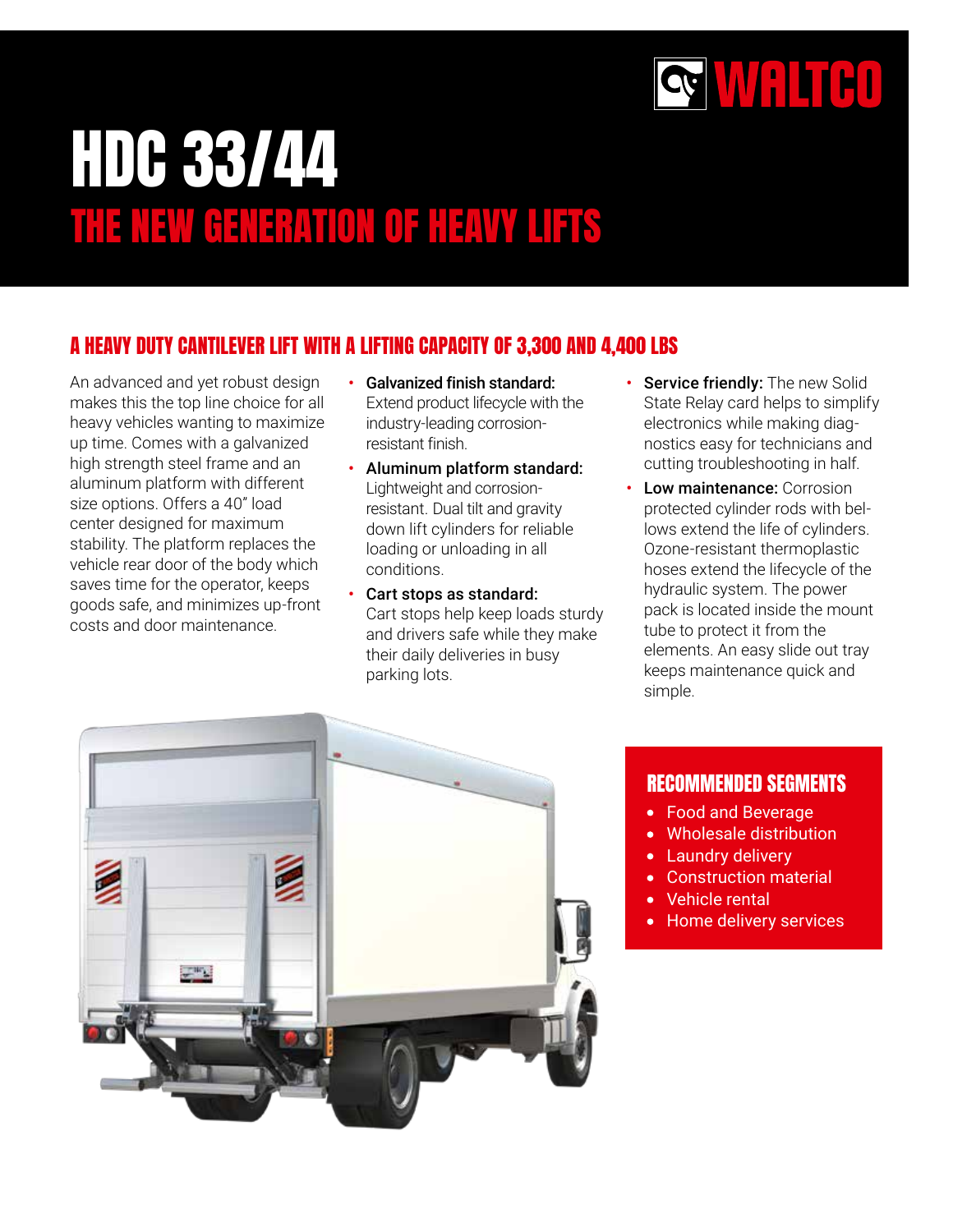WALTCO

# HDC 33/44

## THE NEW GENERATION OF HEAVY LIFTS

### A HEAVY DUTY CANTILEVER LIFT WITH A LIFTING CAPACITY OF 3,300 AND 4,400 LBS

An advanced and yet robust design makes this the top line choice for all heavy vehicles wanting to maximize up time. Comes with a galvanized high strength steel frame and an aluminum platform with different size options. Offers a 40" load center designed for maximum stability. The platform replaces the vehicle rear door of the body which saves time for the operator, keeps goods safe, and minimizes up-front costs and door maintenance.

- **Galvanized finish standard:** Extend product lifecycle with the industry-leading corrosion-resistant finish.
- **Aluminum platform standard:** Lightweight and corrosion-resistant. Dual tilt and gravity down lift cylinders for reliable loading or unloading in all conditions.
- **Cart stops as standard:** Cart stops help keep loads sturdy and drivers safe while they make their daily deliveries in busy parking lots.
- **Service friendly:** The new Solid State Relay card helps to simplify electronics while making diagnostics easy for technicians and cutting troubleshooting in half.
- **Low maintenance:** Corrosion protected cylinder rods with bellows extend the life of cylinders. Ozone-resistant thermoplastic hoses extend the lifecycle of the hydraulic system. The power pack is located inside the mount tube to protect it from the elements. An easy slide out tray keeps maintenance quick and simple.

### RECOMMENDED SEGMENTS

- Food and Beverage
- Wholesale distribution
- Laundry delivery
- Construction material
- Vehicle rental
- Home delivery services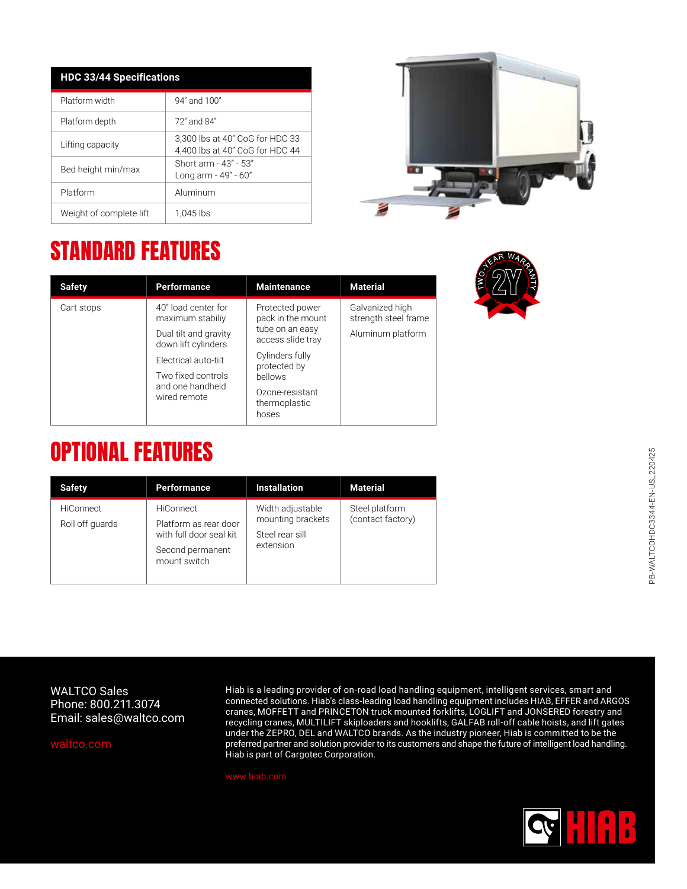| HDC 33/44 Specifications | |
|---|---|
| Platform width | 94" and 100" |
| Platform depth | 72" and 84" |
| Lifting capacity | 3,300 lbs at 40" CoG for HDC 33<br>4,400 lbs at 40" CoG for HDC 44 |
| Bed height min/max | Short arm - 43" - 53"<br>Long arm - 49" - 60" |
| Platform | Aluminum |
| Weight of complete lift | 1,045 lbs |

TWO-YEAR WARRANTY 2Y

# STANDARD FEATURES

| Safety | Performance | Maintenance | Material |
|---|---|---|---|
| Cart stops | 40" load center for maximum stabiliy<br>Dual tilt and gravity down lift cylinders<br>Electrical auto-tilt<br>Two fixed controls and one handheld wired remote | Protected power pack in the mount tube on an easy access slide tray<br>Cylinders fully protected by bellows<br>Ozone-resistant thermoplastic hoses | Galvanized high strength steel frame<br>Aluminum platform |

# OPTIONAL FEATURES

| Safety | Performance | Installation | Material |
|---|---|---|---|
| HiConnect<br>Roll off guards | HiConnect<br>Platform as rear door with full door seal kit<br>Second permanent mount switch | Width adjustable mounting brackets<br>Steel rear sill extension | Steel platform (contact factory) |

PB-WALTCOHDC3344-EN-US_220425

WALTCO Sales
Phone: 800.211.3074
Email: sales@waltco.com

waltco.com

Hiab is a leading provider of on-road load handling equipment, intelligent services, smart and connected solutions. Hiab's class-leading load handling equipment includes HIAB, EFFER and ARGOS cranes, MOFFETT and PRINCETON truck mounted forklifts, LOGLIFT and JONSERED forestry and recycling cranes, MULTILIFT skiploaders and hooklifts, GALFAB roll-off cable hoists, and lift gates under the ZEPRO, DEL and WALTCO brands. As the industry pioneer, Hiab is committed to be the preferred partner and solution provider to its customers and shape the future of intelligent load handling. Hiab is part of Cargotec Corporation.

www.hiab.com

HIAB